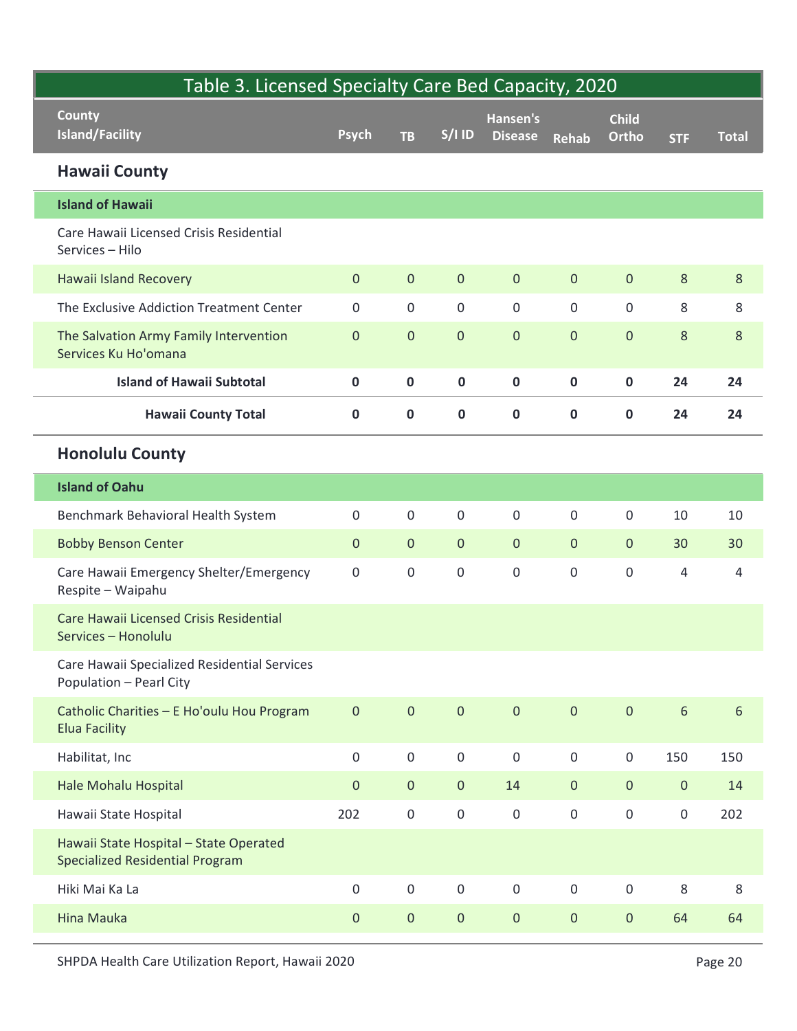## Table 3. Licensed Specialty Care Bed Capacity, 2020

| County<br>Island/Facility | Psych | TB | S/I ID | Hansen's Disease | Rehab | Child Ortho | STF | Total |
|---|---|---|---|---|---|---|---|---|
| **Hawaii County** | | | | | | | | |
| **Island of Hawaii** | | | | | | | | |
| Care Hawaii Licensed Crisis Residential Services – Hilo | | | | | | | | |
| Hawaii Island Recovery | 0 | 0 | 0 | 0 | 0 | 0 | 8 | 8 |
| The Exclusive Addiction Treatment Center | 0 | 0 | 0 | 0 | 0 | 0 | 8 | 8 |
| The Salvation Army Family Intervention Services Ku Ho'omana | 0 | 0 | 0 | 0 | 0 | 0 | 8 | 8 |
| **Island of Hawaii Subtotal** | **0** | **0** | **0** | **0** | **0** | **0** | **24** | **24** |
| **Hawaii County Total** | **0** | **0** | **0** | **0** | **0** | **0** | **24** | **24** |
| **Honolulu County** | | | | | | | | |
| **Island of Oahu** | | | | | | | | |
| Benchmark Behavioral Health System | 0 | 0 | 0 | 0 | 0 | 0 | 10 | 10 |
| Bobby Benson Center | 0 | 0 | 0 | 0 | 0 | 0 | 30 | 30 |
| Care Hawaii Emergency Shelter/Emergency Respite – Waipahu | 0 | 0 | 0 | 0 | 0 | 0 | 4 | 4 |
| Care Hawaii Licensed Crisis Residential Services – Honolulu | | | | | | | | |
| Care Hawaii Specialized Residential Services Population – Pearl City | | | | | | | | |
| Catholic Charities – E Ho'oulu Hou Program Elua Facility | 0 | 0 | 0 | 0 | 0 | 0 | 6 | 6 |
| Habilitat, Inc | 0 | 0 | 0 | 0 | 0 | 0 | 150 | 150 |
| Hale Mohalu Hospital | 0 | 0 | 0 | 14 | 0 | 0 | 0 | 14 |
| Hawaii State Hospital | 202 | 0 | 0 | 0 | 0 | 0 | 0 | 202 |
| Hawaii State Hospital – State Operated Specialized Residential Program | | | | | | | | |
| Hiki Mai Ka La | 0 | 0 | 0 | 0 | 0 | 0 | 8 | 8 |
| Hina Mauka | 0 | 0 | 0 | 0 | 0 | 0 | 64 | 64 |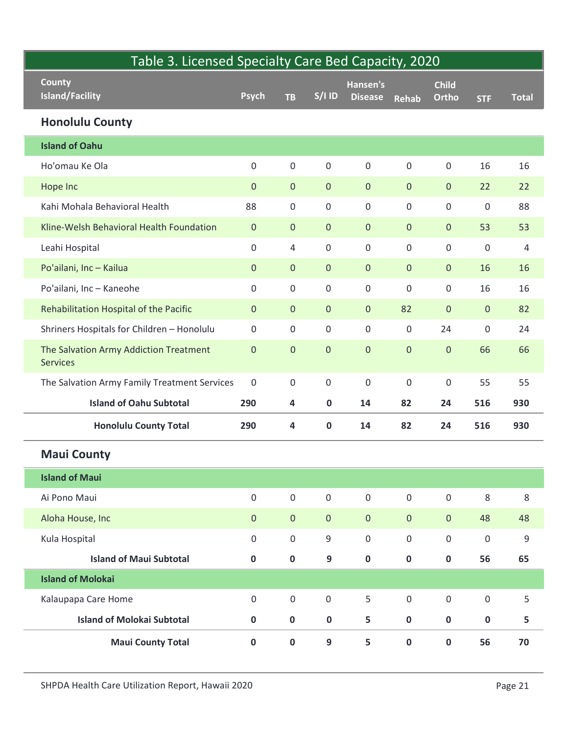| County<br>Island/Facility | Psych | TB | S/I ID | Hansen's Disease | Rehab | Child Ortho | STF | Total |
|---|---|---|---|---|---|---|---|---|
| **Honolulu County** | | | | | | | | |
| **Island of Oahu** | | | | | | | | |
| Ho'omau Ke Ola | 0 | 0 | 0 | 0 | 0 | 0 | 16 | 16 |
| Hope Inc | 0 | 0 | 0 | 0 | 0 | 0 | 22 | 22 |
| Kahi Mohala Behavioral Health | 88 | 0 | 0 | 0 | 0 | 0 | 0 | 88 |
| Kline-Welsh Behavioral Health Foundation | 0 | 0 | 0 | 0 | 0 | 0 | 53 | 53 |
| Leahi Hospital | 0 | 4 | 0 | 0 | 0 | 0 | 0 | 4 |
| Po'ailani, Inc – Kailua | 0 | 0 | 0 | 0 | 0 | 0 | 16 | 16 |
| Po'ailani, Inc – Kaneohe | 0 | 0 | 0 | 0 | 0 | 0 | 16 | 16 |
| Rehabilitation Hospital of the Pacific | 0 | 0 | 0 | 0 | 82 | 0 | 0 | 82 |
| Shriners Hospitals for Children – Honolulu | 0 | 0 | 0 | 0 | 0 | 24 | 0 | 24 |
| The Salvation Army Addiction Treatment Services | 0 | 0 | 0 | 0 | 0 | 0 | 66 | 66 |
| The Salvation Army Family Treatment Services | 0 | 0 | 0 | 0 | 0 | 0 | 55 | 55 |
| **Island of Oahu Subtotal** | **290** | **4** | **0** | **14** | **82** | **24** | **516** | **930** |
| **Honolulu County Total** | **290** | **4** | **0** | **14** | **82** | **24** | **516** | **930** |
| **Maui County** | | | | | | | | |
| **Island of Maui** | | | | | | | | |
| Ai Pono Maui | 0 | 0 | 0 | 0 | 0 | 0 | 8 | 8 |
| Aloha House, Inc | 0 | 0 | 0 | 0 | 0 | 0 | 48 | 48 |
| Kula Hospital | 0 | 0 | 9 | 0 | 0 | 0 | 0 | 9 |
| **Island of Maui Subtotal** | **0** | **0** | **9** | **0** | **0** | **0** | **56** | **65** |
| **Island of Molokai** | | | | | | | | |
| Kalaupapa Care Home | 0 | 0 | 0 | 5 | 0 | 0 | 0 | 5 |
| **Island of Molokai Subtotal** | **0** | **0** | **0** | **5** | **0** | **0** | **0** | **5** |
| **Maui County Total** | **0** | **0** | **9** | **5** | **0** | **0** | **56** | **70** |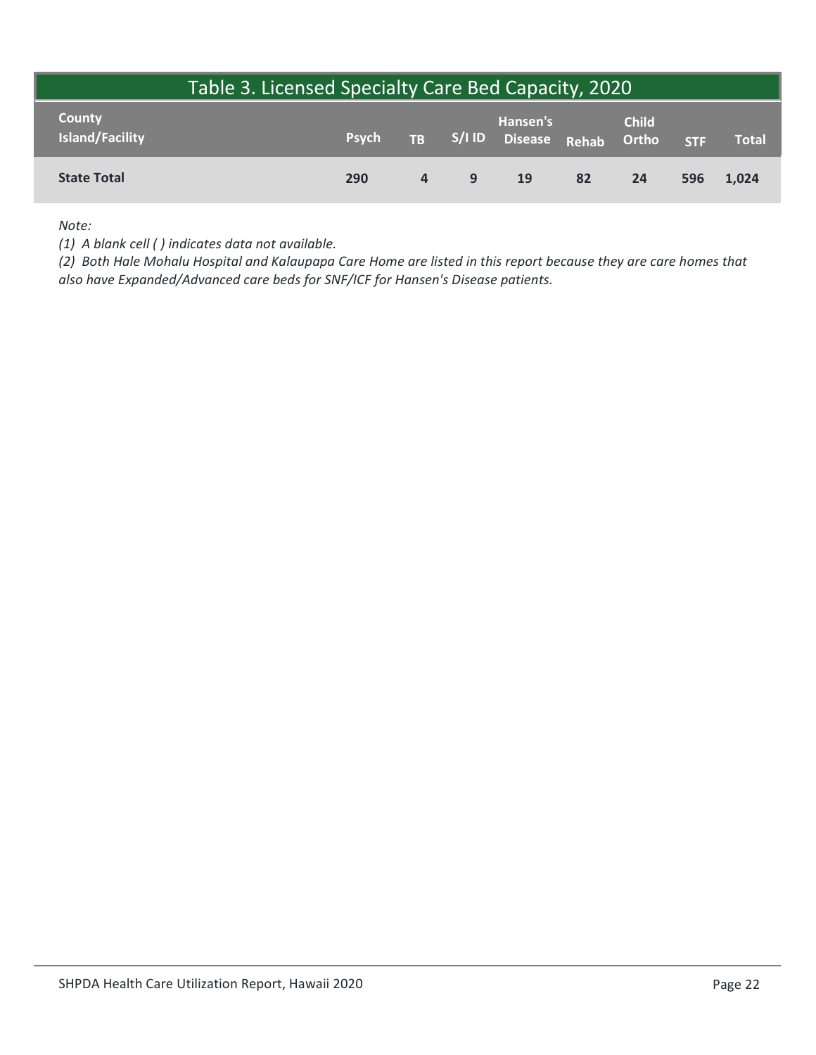## Table 3. Licensed Specialty Care Bed Capacity, 2020

| County Island/Facility | Psych | TB | S/I ID | Hansen's Disease | Rehab | Child Ortho | STF | Total |
|---|---|---|---|---|---|---|---|---|
| **State Total** | **290** | **4** | **9** | **19** | **82** | **24** | **596** | **1,024** |

*Note:*

*(1) A blank cell ( ) indicates data not available.*

*(2) Both Hale Mohalu Hospital and Kalaupapa Care Home are listed in this report because they are care homes that also have Expanded/Advanced care beds for SNF/ICF for Hansen's Disease patients.*